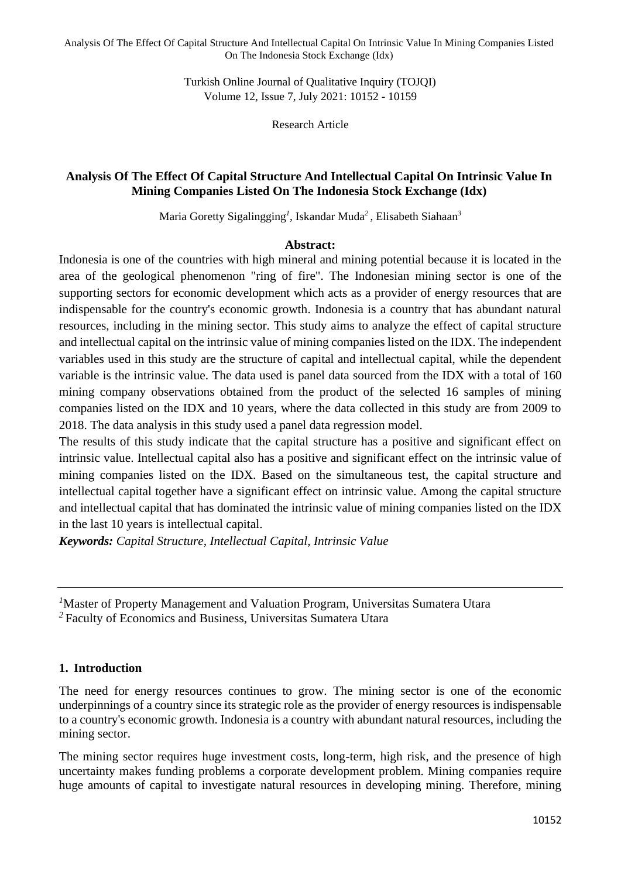Research Article

# Analysis Of The Effect Of Capital Structure And Intellectual Capital On Intrinsic Value In Mining Companies Listed On The Indonesia Stock Exchange (Idx)

Maria Goretty Sigalingging[1], Iskandar Muda[2], Elisabeth Siahaan[3]

## Abstract:

Indonesia is one of the countries with high mineral and mining potential because it is located in the area of the geological phenomenon "ring of fire". The Indonesian mining sector is one of the supporting sectors for economic development which acts as a provider of energy resources that are indispensable for the country's economic growth. Indonesia is a country that has abundant natural resources, including in the mining sector. This study aims to analyze the effect of capital structure and intellectual capital on the intrinsic value of mining companies listed on the IDX. The independent variables used in this study are the structure of capital and intellectual capital, while the dependent variable is the intrinsic value. The data used is panel data sourced from the IDX with a total of 160 mining company observations obtained from the product of the selected 16 samples of mining companies listed on the IDX and 10 years, where the data collected in this study are from 2009 to 2018. The data analysis in this study used a panel data regression model.

The results of this study indicate that the capital structure has a positive and significant effect on intrinsic value. Intellectual capital also has a positive and significant effect on the intrinsic value of mining companies listed on the IDX. Based on the simultaneous test, the capital structure and intellectual capital together have a significant effect on intrinsic value. Among the capital structure and intellectual capital that has dominated the intrinsic value of mining companies listed on the IDX in the last 10 years is intellectual capital.

***Keywords:*** *Capital Structure, Intellectual Capital, Intrinsic Value*

---

[1]Master of Property Management and Valuation Program, Universitas Sumatera Utara

[2]Faculty of Economics and Business, Universitas Sumatera Utara

## 1. Introduction

The need for energy resources continues to grow. The mining sector is one of the economic underpinnings of a country since its strategic role as the provider of energy resources is indispensable to a country's economic growth. Indonesia is a country with abundant natural resources, including the mining sector.

The mining sector requires huge investment costs, long-term, high risk, and the presence of high uncertainty makes funding problems a corporate development problem. Mining companies require huge amounts of capital to investigate natural resources in developing mining. Therefore, mining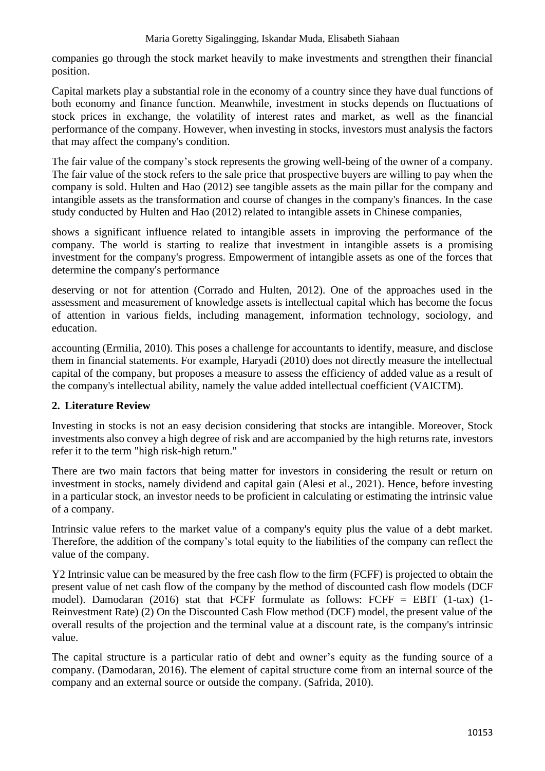companies go through the stock market heavily to make investments and strengthen their financial position.

Capital markets play a substantial role in the economy of a country since they have dual functions of both economy and finance function. Meanwhile, investment in stocks depends on fluctuations of stock prices in exchange, the volatility of interest rates and market, as well as the financial performance of the company. However, when investing in stocks, investors must analysis the factors that may affect the company's condition.

The fair value of the company's stock represents the growing well-being of the owner of a company. The fair value of the stock refers to the sale price that prospective buyers are willing to pay when the company is sold. Hulten and Hao (2012) see tangible assets as the main pillar for the company and intangible assets as the transformation and course of changes in the company's finances. In the case study conducted by Hulten and Hao (2012) related to intangible assets in Chinese companies,

shows a significant influence related to intangible assets in improving the performance of the company. The world is starting to realize that investment in intangible assets is a promising investment for the company's progress. Empowerment of intangible assets as one of the forces that determine the company's performance

deserving or not for attention (Corrado and Hulten, 2012). One of the approaches used in the assessment and measurement of knowledge assets is intellectual capital which has become the focus of attention in various fields, including management, information technology, sociology, and education.

accounting (Ermilia, 2010). This poses a challenge for accountants to identify, measure, and disclose them in financial statements. For example, Haryadi (2010) does not directly measure the intellectual capital of the company, but proposes a measure to assess the efficiency of added value as a result of the company's intellectual ability, namely the value added intellectual coefficient (VAICTM).

## 2. Literature Review

Investing in stocks is not an easy decision considering that stocks are intangible. Moreover, Stock investments also convey a high degree of risk and are accompanied by the high returns rate, investors refer it to the term "high risk-high return."

There are two main factors that being matter for investors in considering the result or return on investment in stocks, namely dividend and capital gain (Alesi et al., 2021). Hence, before investing in a particular stock, an investor needs to be proficient in calculating or estimating the intrinsic value of a company.

Intrinsic value refers to the market value of a company's equity plus the value of a debt market. Therefore, the addition of the company's total equity to the liabilities of the company can reflect the value of the company.

Y2 Intrinsic value can be measured by the free cash flow to the firm (FCFF) is projected to obtain the present value of net cash flow of the company by the method of discounted cash flow models (DCF model). Damodaran (2016) stat that FCFF formulate as follows: FCFF = EBIT (1-tax) (1-Reinvestment Rate) (2) On the Discounted Cash Flow method (DCF) model, the present value of the overall results of the projection and the terminal value at a discount rate, is the company's intrinsic value.

The capital structure is a particular ratio of debt and owner's equity as the funding source of a company. (Damodaran, 2016). The element of capital structure come from an internal source of the company and an external source or outside the company. (Safrida, 2010).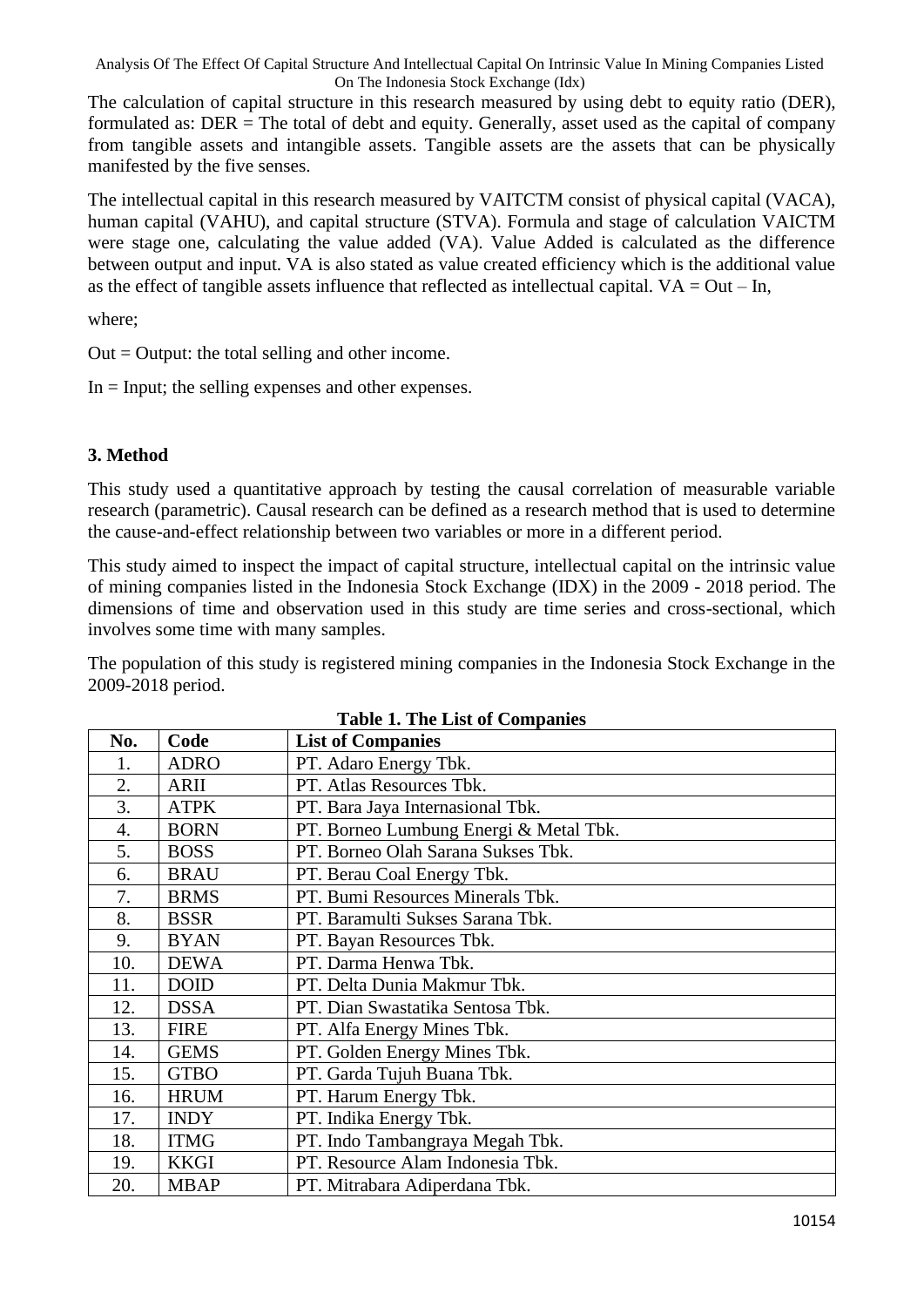The calculation of capital structure in this research measured by using debt to equity ratio (DER), formulated as: DER = The total of debt and equity. Generally, asset used as the capital of company from tangible assets and intangible assets. Tangible assets are the assets that can be physically manifested by the five senses.

The intellectual capital in this research measured by VAITCTM consist of physical capital (VACA), human capital (VAHU), and capital structure (STVA). Formula and stage of calculation VAICTM were stage one, calculating the value added (VA). Value Added is calculated as the difference between output and input. VA is also stated as value created efficiency which is the additional value as the effect of tangible assets influence that reflected as intellectual capital. VA = Out – In,

where;

Out = Output: the total selling and other income.

In = Input; the selling expenses and other expenses.

### 3. Method

This study used a quantitative approach by testing the causal correlation of measurable variable research (parametric). Causal research can be defined as a research method that is used to determine the cause-and-effect relationship between two variables or more in a different period.

This study aimed to inspect the impact of capital structure, intellectual capital on the intrinsic value of mining companies listed in the Indonesia Stock Exchange (IDX) in the 2009 - 2018 period. The dimensions of time and observation used in this study are time series and cross-sectional, which involves some time with many samples.

The population of this study is registered mining companies in the Indonesia Stock Exchange in the 2009-2018 period.

**Table 1. The List of Companies**

| No. | Code | List of Companies |
|---|---|---|
| 1. | ADRO | PT. Adaro Energy Tbk. |
| 2. | ARII | PT. Atlas Resources Tbk. |
| 3. | ATPK | PT. Bara Jaya Internasional Tbk. |
| 4. | BORN | PT. Borneo Lumbung Energi & Metal Tbk. |
| 5. | BOSS | PT. Borneo Olah Sarana Sukses Tbk. |
| 6. | BRAU | PT. Berau Coal Energy Tbk. |
| 7. | BRMS | PT. Bumi Resources Minerals Tbk. |
| 8. | BSSR | PT. Baramulti Sukses Sarana Tbk. |
| 9. | BYAN | PT. Bayan Resources Tbk. |
| 10. | DEWA | PT. Darma Henwa Tbk. |
| 11. | DOID | PT. Delta Dunia Makmur Tbk. |
| 12. | DSSA | PT. Dian Swastatika Sentosa Tbk. |
| 13. | FIRE | PT. Alfa Energy Mines Tbk. |
| 14. | GEMS | PT. Golden Energy Mines Tbk. |
| 15. | GTBO | PT. Garda Tujuh Buana Tbk. |
| 16. | HRUM | PT. Harum Energy Tbk. |
| 17. | INDY | PT. Indika Energy Tbk. |
| 18. | ITMG | PT. Indo Tambangraya Megah Tbk. |
| 19. | KKGI | PT. Resource Alam Indonesia Tbk. |
| 20. | MBAP | PT. Mitrabara Adiperdana Tbk. |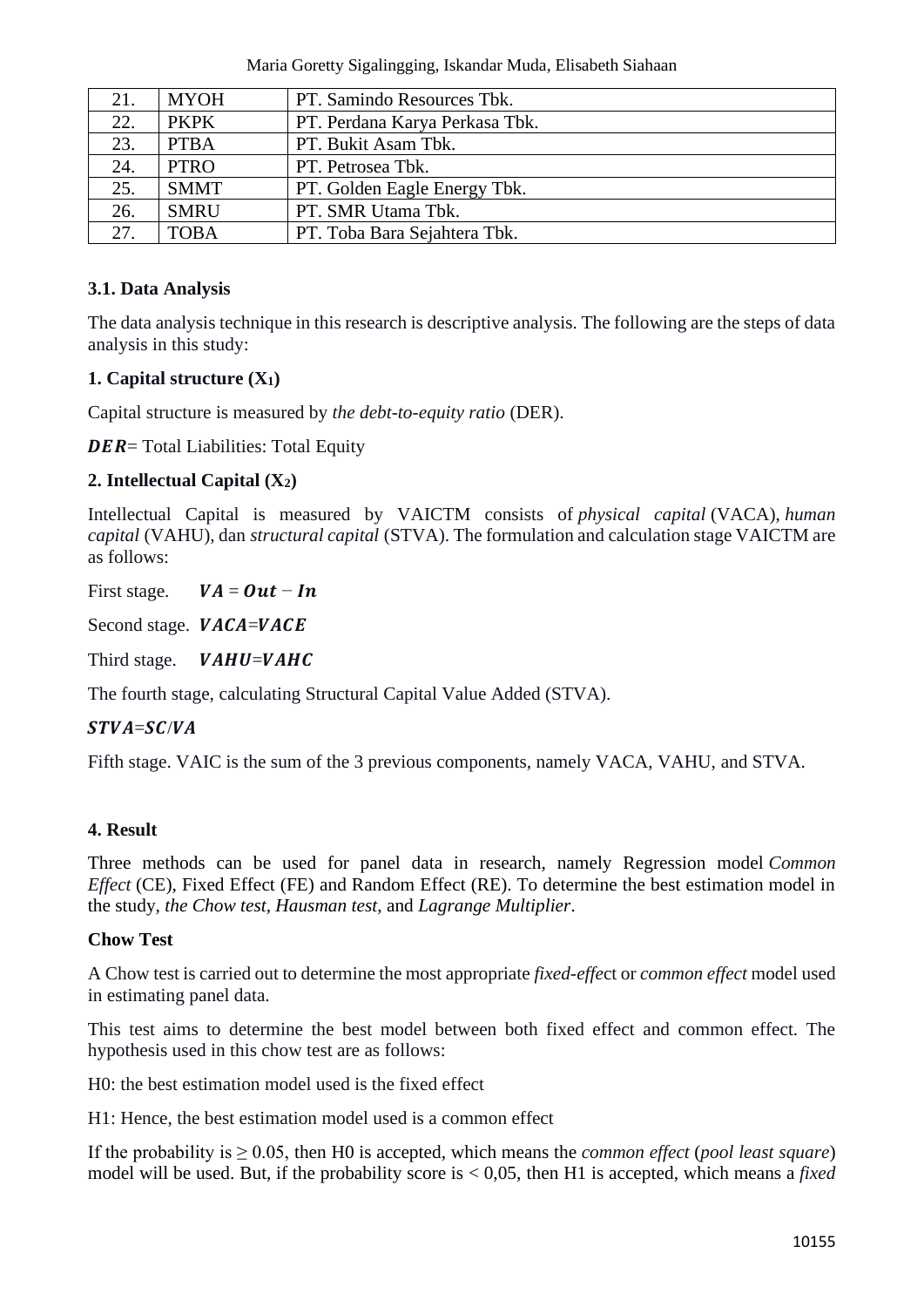| 21. | MYOH | PT. Samindo Resources Tbk. |
|---|---|---|
| 22. | PKPK | PT. Perdana Karya Perkasa Tbk. |
| 23. | PTBA | PT. Bukit Asam Tbk. |
| 24. | PTRO | PT. Petrosea Tbk. |
| 25. | SMMT | PT. Golden Eagle Energy Tbk. |
| 26. | SMRU | PT. SMR Utama Tbk. |
| 27. | TOBA | PT. Toba Bara Sejahtera Tbk. |

### 3.1. Data Analysis

The data analysis technique in this research is descriptive analysis. The following are the steps of data analysis in this study:

**1. Capital structure ($X_1$)**

Capital structure is measured by *the debt-to-equity ratio* (DER).

$\boldsymbol{DER}$= Total Liabilities: Total Equity

**2. Intellectual Capital ($X_2$)**

Intellectual Capital is measured by VAICTM consists of *physical capital* (VACA), *human capital* (VAHU), dan *structural capital* (STVA). The formulation and calculation stage VAICTM are as follows:

First stage. $\boldsymbol{VA = Out - In}$

Second stage. $\boldsymbol{VACA = VACE}$

Third stage. $\boldsymbol{VAHU = VAHC}$

The fourth stage, calculating Structural Capital Value Added (STVA).

$\boldsymbol{STVA = SC/VA}$

Fifth stage. VAIC is the sum of the 3 previous components, namely VACA, VAHU, and STVA.

## 4. Result

Three methods can be used for panel data in research, namely Regression model *Common Effect* (CE), Fixed Effect (FE) and Random Effect (RE). To determine the best estimation model in the study, *the Chow test*, *Hausman test*, and *Lagrange Multiplier*.

**Chow Test**

A Chow test is carried out to determine the most appropriate *fixed-effe*ct or *common effect* model used in estimating panel data.

This test aims to determine the best model between both fixed effect and common effect. The hypothesis used in this chow test are as follows:

H0: the best estimation model used is the fixed effect

H1: Hence, the best estimation model used is a common effect

If the probability is ≥ 0.05, then H0 is accepted, which means the *common effect* (*pool least square*) model will be used. But, if the probability score is < 0,05, then H1 is accepted, which means a *fixed*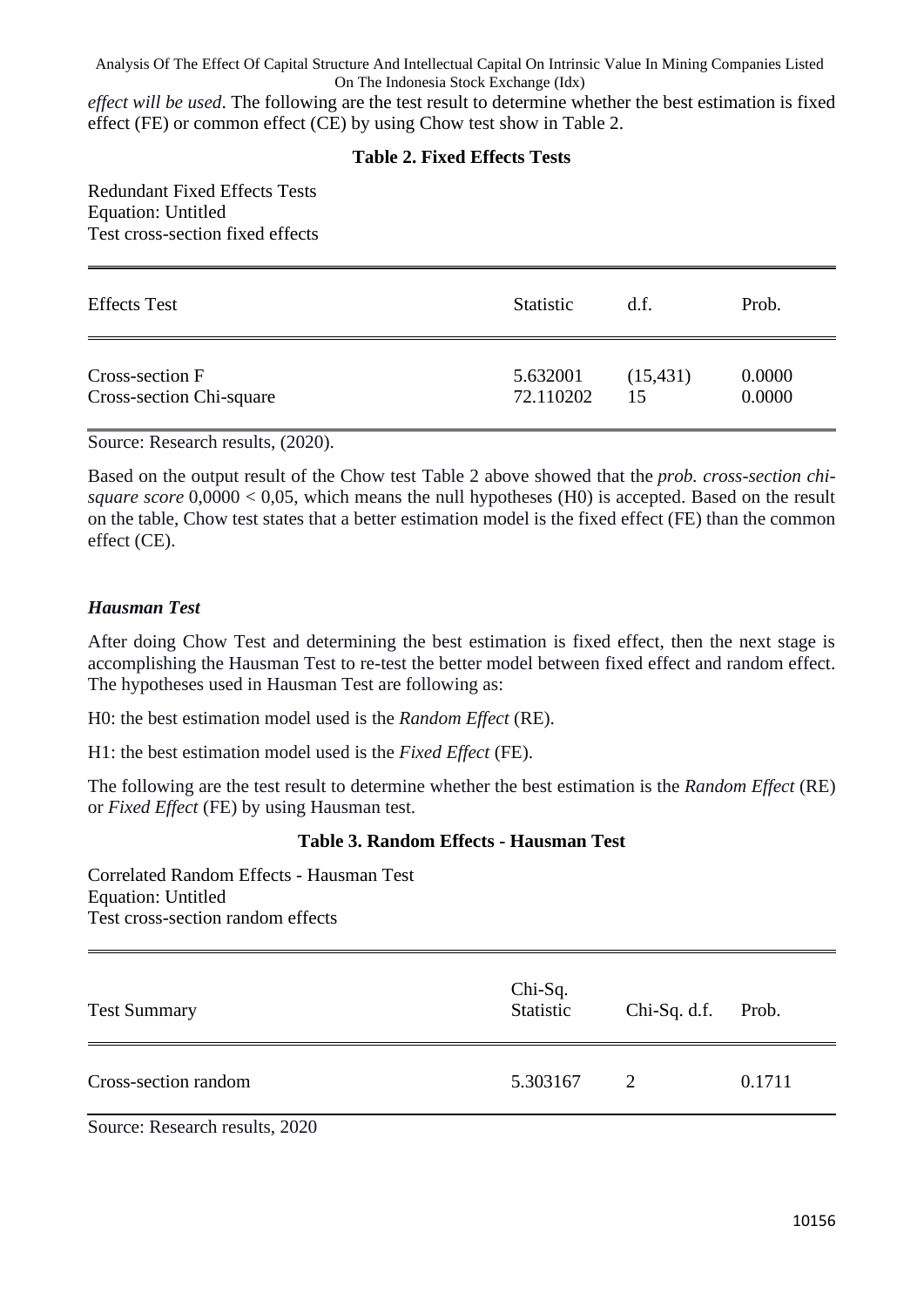*effect will be used*. The following are the test result to determine whether the best estimation is fixed effect (FE) or common effect (CE) by using Chow test show in Table 2.

**Table 2. Fixed Effects Tests**

Redundant Fixed Effects Tests
Equation: Untitled
Test cross-section fixed effects

| Effects Test | Statistic | d.f. | Prob. |
|---|---|---|---|
| Cross-section F | 5.632001 | (15,431) | 0.0000 |
| Cross-section Chi-square | 72.110202 | 15 | 0.0000 |

Source: Research results, (2020).

Based on the output result of the Chow test Table 2 above showed that the *prob. cross-section chi-square score* 0,0000 < 0,05, which means the null hypotheses (H0) is accepted. Based on the result on the table, Chow test states that a better estimation model is the fixed effect (FE) than the common effect (CE).

### *Hausman Test*

After doing Chow Test and determining the best estimation is fixed effect, then the next stage is accomplishing the Hausman Test to re-test the better model between fixed effect and random effect. The hypotheses used in Hausman Test are following as:

H0: the best estimation model used is the *Random Effect* (RE).

H1: the best estimation model used is the *Fixed Effect* (FE).

The following are the test result to determine whether the best estimation is the *Random Effect* (RE) or *Fixed Effect* (FE) by using Hausman test.

**Table 3. Random Effects - Hausman Test**

Correlated Random Effects - Hausman Test
Equation: Untitled
Test cross-section random effects

| Test Summary | Chi-Sq. Statistic | Chi-Sq. d.f. | Prob. |
|---|---|---|---|
| Cross-section random | 5.303167 | 2 | 0.1711 |

Source: Research results, 2020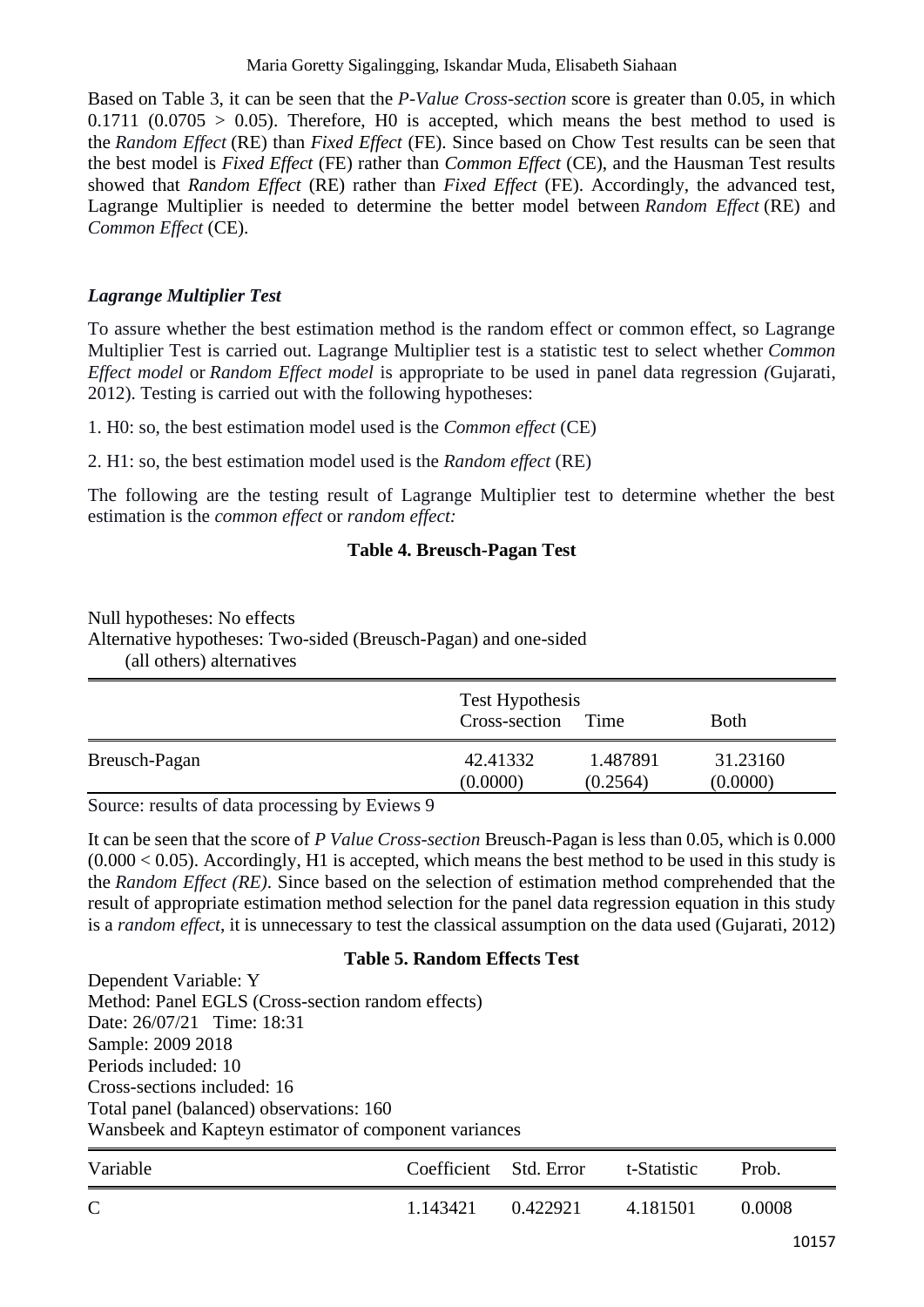Based on Table 3, it can be seen that the *P-Value Cross-section* score is greater than 0.05, in which 0.1711 (0.0705 > 0.05). Therefore, H0 is accepted, which means the best method to used is the *Random Effect* (RE) than *Fixed Effect* (FE). Since based on Chow Test results can be seen that the best model is *Fixed Effect* (FE) rather than *Common Effect* (CE), and the Hausman Test results showed that *Random Effect* (RE) rather than *Fixed Effect* (FE). Accordingly, the advanced test, Lagrange Multiplier is needed to determine the better model between *Random Effect* (RE) and *Common Effect* (CE).

### *Lagrange Multiplier Test*

To assure whether the best estimation method is the random effect or common effect, so Lagrange Multiplier Test is carried out. Lagrange Multiplier test is a statistic test to select whether *Common Effect model* or *Random Effect model* is appropriate to be used in panel data regression (Gujarati, 2012). Testing is carried out with the following hypotheses:

1. H0: so, the best estimation model used is the *Common effect* (CE)

2. H1: so, the best estimation model used is the *Random effect* (RE)

The following are the testing result of Lagrange Multiplier test to determine whether the best estimation is the *common effect* or *random effect:*

**Table 4. Breusch-Pagan Test**

Null hypotheses: No effects
Alternative hypotheses: Two-sided (Breusch-Pagan) and one-sided
(all others) alternatives

| | Test Hypothesis | | |
|---|---|---|---|
| | Cross-section | Time | Both |
| Breusch-Pagan | 42.41332<br>(0.0000) | 1.487891<br>(0.2564) | 31.23160<br>(0.0000) |

Source: results of data processing by Eviews 9

It can be seen that the score of *P Value Cross-section* Breusch-Pagan is less than 0.05, which is 0.000 (0.000 < 0.05). Accordingly, H1 is accepted, which means the best method to be used in this study is the *Random Effect (RE)*. Since based on the selection of estimation method comprehended that the result of appropriate estimation method selection for the panel data regression equation in this study is a *random effect*, it is unnecessary to test the classical assumption on the data used (Gujarati, 2012)

**Table 5. Random Effects Test**

Dependent Variable: Y
Method: Panel EGLS (Cross-section random effects)
Date: 26/07/21 Time: 18:31
Sample: 2009 2018
Periods included: 10
Cross-sections included: 16
Total panel (balanced) observations: 160
Wansbeek and Kapteyn estimator of component variances

| Variable | Coefficient | Std. Error | t-Statistic | Prob. |
|---|---|---|---|---|
| C | 1.143421 | 0.422921 | 4.181501 | 0.0008 |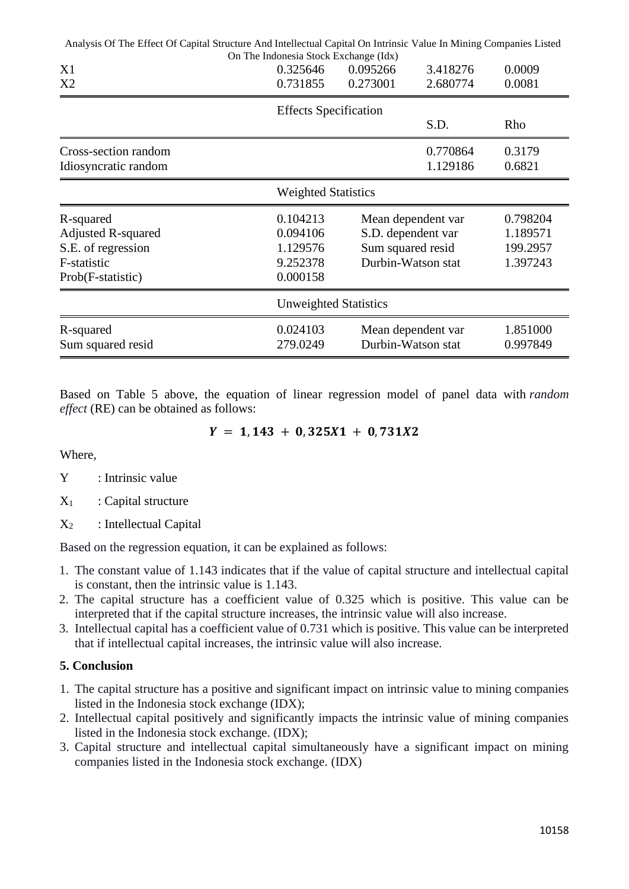| | | | | |
|---|---|---|---|---|
| X1 | 0.325646 | 0.095266 | 3.418276 | 0.0009 |
| X2 | 0.731855 | 0.273001 | 2.680774 | 0.0081 |
| | Effects Specification | | | |
| | | | S.D. | Rho |
| Cross-section random | | | 0.770864 | 0.3179 |
| Idiosyncratic random | | | 1.129186 | 0.6821 |
| | Weighted Statistics | | | |
| R-squared | 0.104213 | Mean dependent var | | 0.798204 |
| Adjusted R-squared | 0.094106 | S.D. dependent var | | 1.189571 |
| S.E. of regression | 1.129576 | Sum squared resid | | 199.2957 |
| F-statistic | 9.252378 | Durbin-Watson stat | | 1.397243 |
| Prob(F-statistic) | 0.000158 | | | |
| | Unweighted Statistics | | | |
| R-squared | 0.024103 | Mean dependent var | | 1.851000 |
| Sum squared resid | 279.0249 | Durbin-Watson stat | | 0.997849 |

Based on Table 5 above, the equation of linear regression model of panel data with *random effect* (RE) can be obtained as follows:

$$Y = 1,143 + 0,325X1 + 0,731X2$$

Where,

Y : Intrinsic value

$X_1$ : Capital structure

$X_2$ : Intellectual Capital

Based on the regression equation, it can be explained as follows:

1. The constant value of 1.143 indicates that if the value of capital structure and intellectual capital is constant, then the intrinsic value is 1.143.
2. The capital structure has a coefficient value of 0.325 which is positive. This value can be interpreted that if the capital structure increases, the intrinsic value will also increase.
3. Intellectual capital has a coefficient value of 0.731 which is positive. This value can be interpreted that if intellectual capital increases, the intrinsic value will also increase.

**5. Conclusion**

1. The capital structure has a positive and significant impact on intrinsic value to mining companies listed in the Indonesia stock exchange (IDX);
2. Intellectual capital positively and significantly impacts the intrinsic value of mining companies listed in the Indonesia stock exchange. (IDX);
3. Capital structure and intellectual capital simultaneously have a significant impact on mining companies listed in the Indonesia stock exchange. (IDX)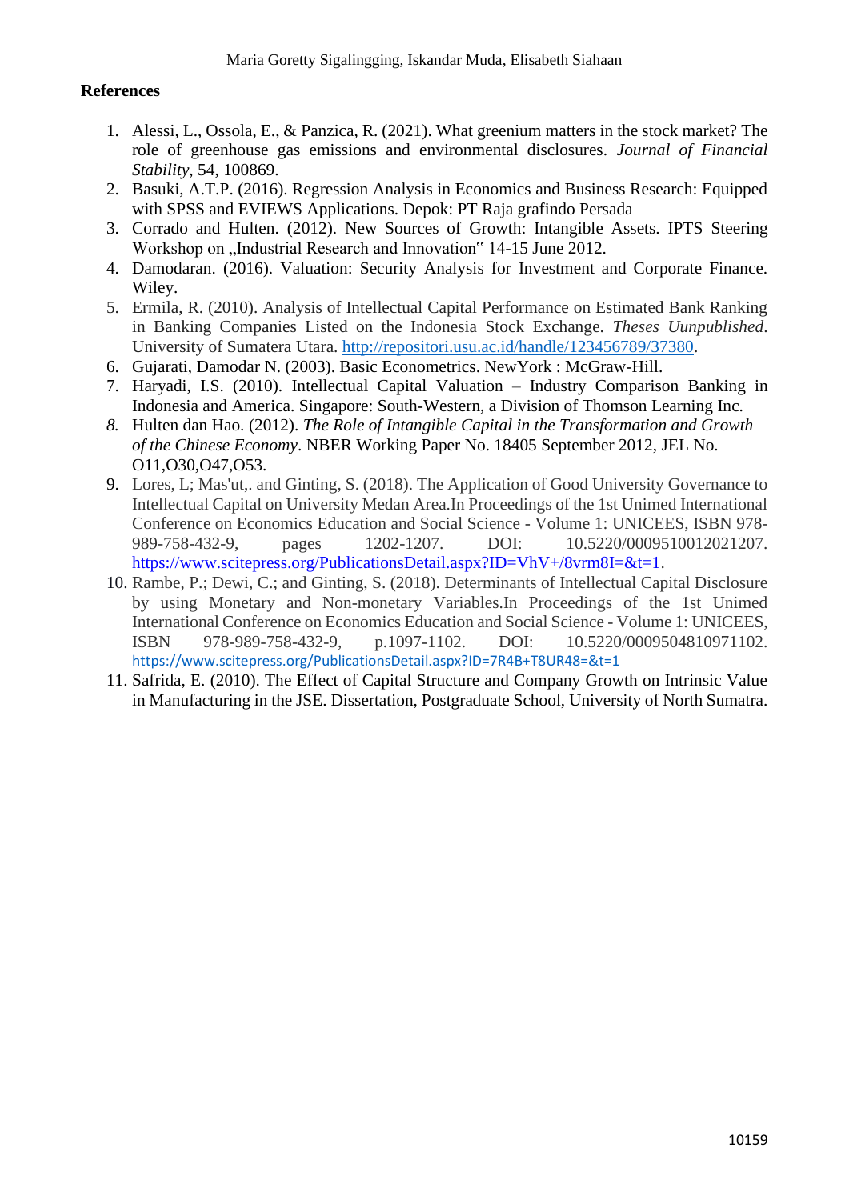## References

1. Alessi, L., Ossola, E., & Panzica, R. (2021). What greenium matters in the stock market? The role of greenhouse gas emissions and environmental disclosures. *Journal of Financial Stability*, 54, 100869.
2. Basuki, A.T.P. (2016). Regression Analysis in Economics and Business Research: Equipped with SPSS and EVIEWS Applications. Depok: PT Raja grafindo Persada
3. Corrado and Hulten. (2012). New Sources of Growth: Intangible Assets. IPTS Steering Workshop on „Industrial Research and Innovation‟ 14-15 June 2012.
4. Damodaran. (2016). Valuation: Security Analysis for Investment and Corporate Finance. Wiley.
5. Ermila, R. (2010). Analysis of Intellectual Capital Performance on Estimated Bank Ranking in Banking Companies Listed on the Indonesia Stock Exchange. *Theses Uunpublished*. University of Sumatera Utara. http://repositori.usu.ac.id/handle/123456789/37380.
6. Gujarati, Damodar N. (2003). Basic Econometrics. NewYork : McGraw-Hill.
7. Haryadi, I.S. (2010). Intellectual Capital Valuation – Industry Comparison Banking in Indonesia and America. Singapore: South-Western, a Division of Thomson Learning Inc.
8. Hulten dan Hao. (2012). *The Role of Intangible Capital in the Transformation and Growth of the Chinese Economy*. NBER Working Paper No. 18405 September 2012, JEL No. O11,O30,O47,O53.
9. Lores, L; Mas'ut,. and Ginting, S. (2018). The Application of Good University Governance to Intellectual Capital on University Medan Area.In Proceedings of the 1st Unimed International Conference on Economics Education and Social Science - Volume 1: UNICEES, ISBN 978-989-758-432-9, pages 1202-1207. DOI: 10.5220/0009510012021207. https://www.scitepress.org/PublicationsDetail.aspx?ID=VhV+/8vrm8I=&t=1.
10. Rambe, P.; Dewi, C.; and Ginting, S. (2018). Determinants of Intellectual Capital Disclosure by using Monetary and Non-monetary Variables.In Proceedings of the 1st Unimed International Conference on Economics Education and Social Science - Volume 1: UNICEES, ISBN 978-989-758-432-9, p.1097-1102. DOI: 10.5220/0009504810971102. https://www.scitepress.org/PublicationsDetail.aspx?ID=7R4B+T8UR48=&t=1
11. Safrida, E. (2010). The Effect of Capital Structure and Company Growth on Intrinsic Value in Manufacturing in the JSE. Dissertation, Postgraduate School, University of North Sumatra.